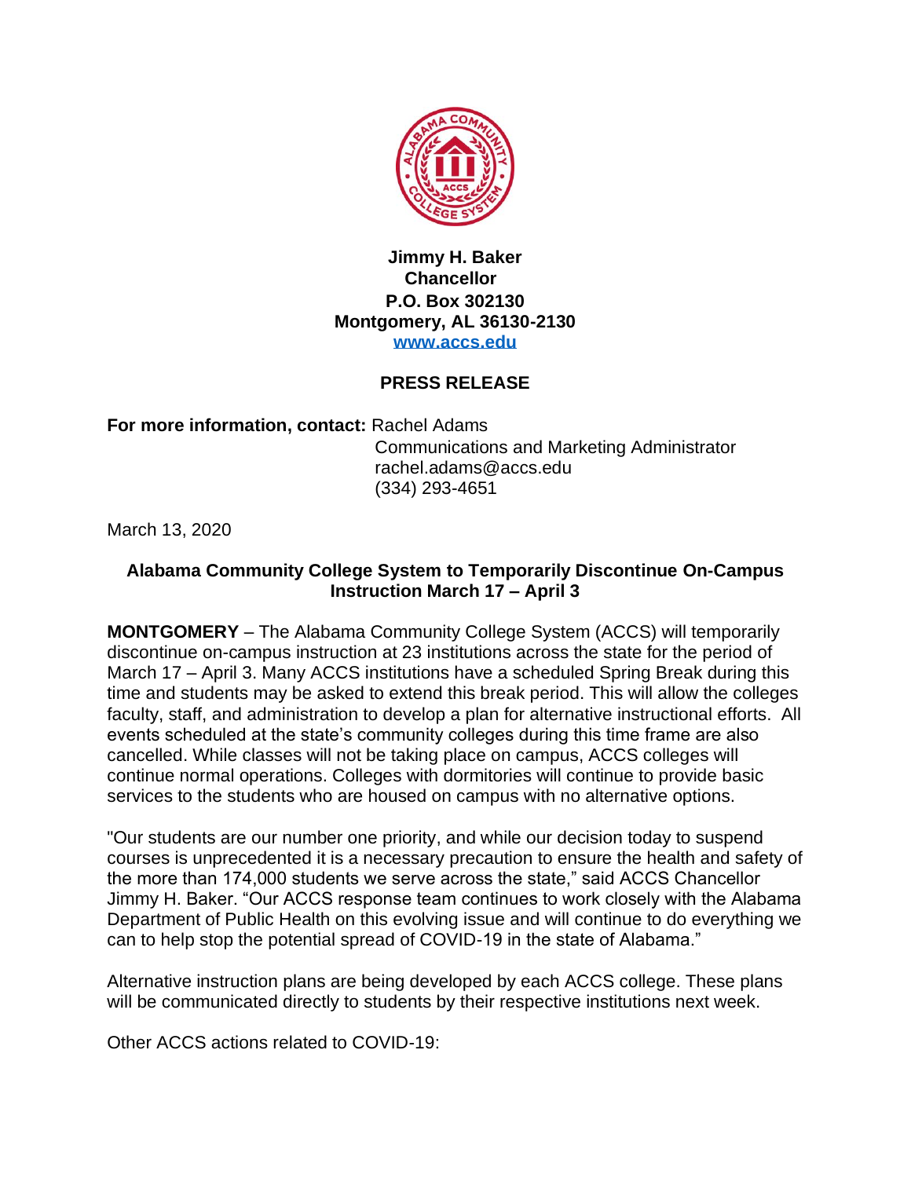**Jimmy H. Baker**
**Chancellor**
**P.O. Box 302130**
**Montgomery, AL 36130-2130**
**www.accs.edu**

## PRESS RELEASE

**For more information, contact:** Rachel Adams
Communications and Marketing Administrator
rachel.adams@accs.edu
(334) 293-4651

March 13, 2020

### Alabama Community College System to Temporarily Discontinue On-Campus Instruction March 17 – April 3

**MONTGOMERY** – The Alabama Community College System (ACCS) will temporarily discontinue on-campus instruction at 23 institutions across the state for the period of March 17 – April 3. Many ACCS institutions have a scheduled Spring Break during this time and students may be asked to extend this break period. This will allow the colleges faculty, staff, and administration to develop a plan for alternative instructional efforts. All events scheduled at the state's community colleges during this time frame are also cancelled. While classes will not be taking place on campus, ACCS colleges will continue normal operations. Colleges with dormitories will continue to provide basic services to the students who are housed on campus with no alternative options.

"Our students are our number one priority, and while our decision today to suspend courses is unprecedented it is a necessary precaution to ensure the health and safety of the more than 174,000 students we serve across the state," said ACCS Chancellor Jimmy H. Baker. "Our ACCS response team continues to work closely with the Alabama Department of Public Health on this evolving issue and will continue to do everything we can to help stop the potential spread of COVID-19 in the state of Alabama."

Alternative instruction plans are being developed by each ACCS college. These plans will be communicated directly to students by their respective institutions next week.

Other ACCS actions related to COVID-19: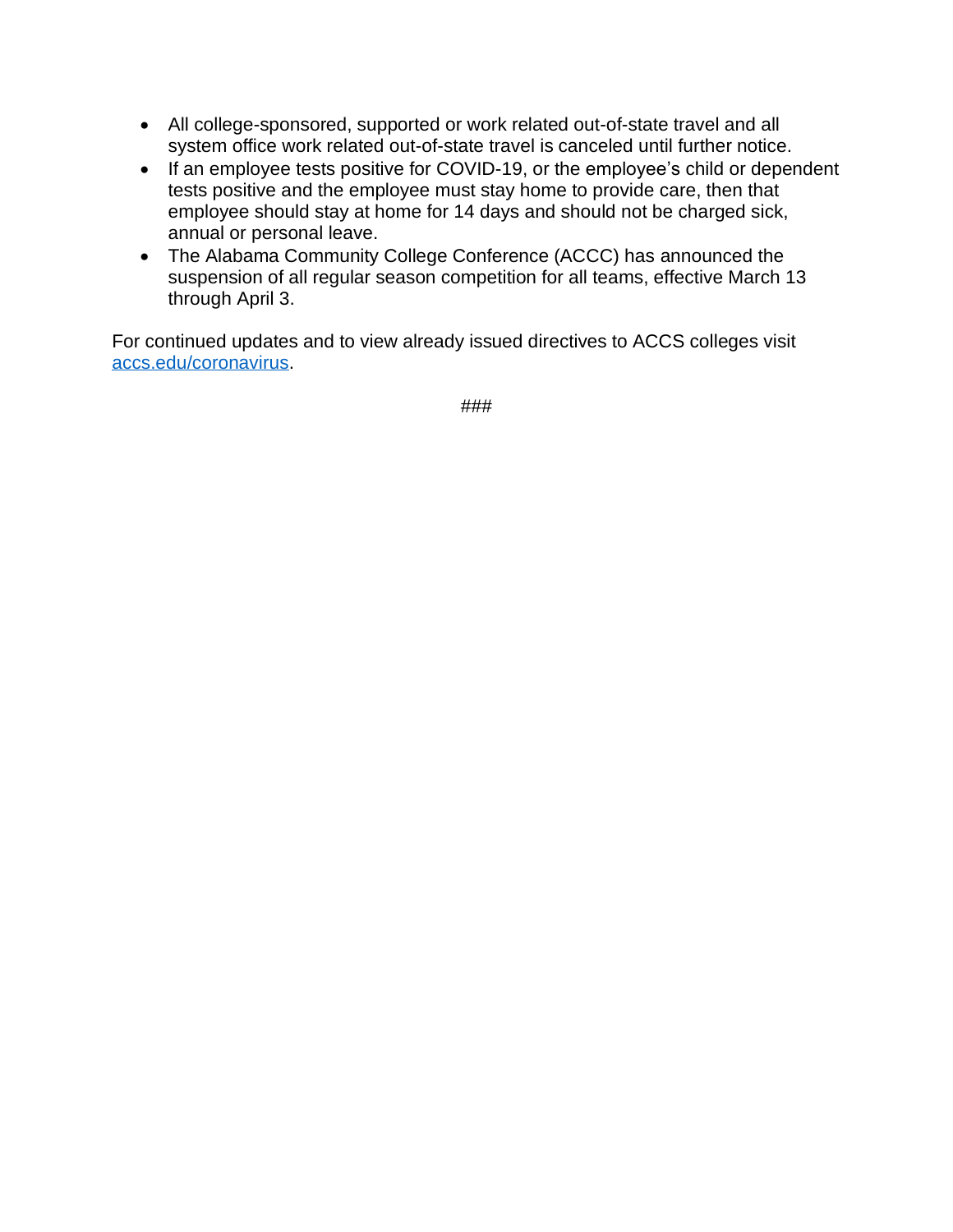- All college-sponsored, supported or work related out-of-state travel and all system office work related out-of-state travel is canceled until further notice.
- If an employee tests positive for COVID-19, or the employee's child or dependent tests positive and the employee must stay home to provide care, then that employee should stay at home for 14 days and should not be charged sick, annual or personal leave.
- The Alabama Community College Conference (ACCC) has announced the suspension of all regular season competition for all teams, effective March 13 through April 3.

For continued updates and to view already issued directives to ACCS colleges visit [accs.edu/coronavirus](accs.edu/coronavirus).

###